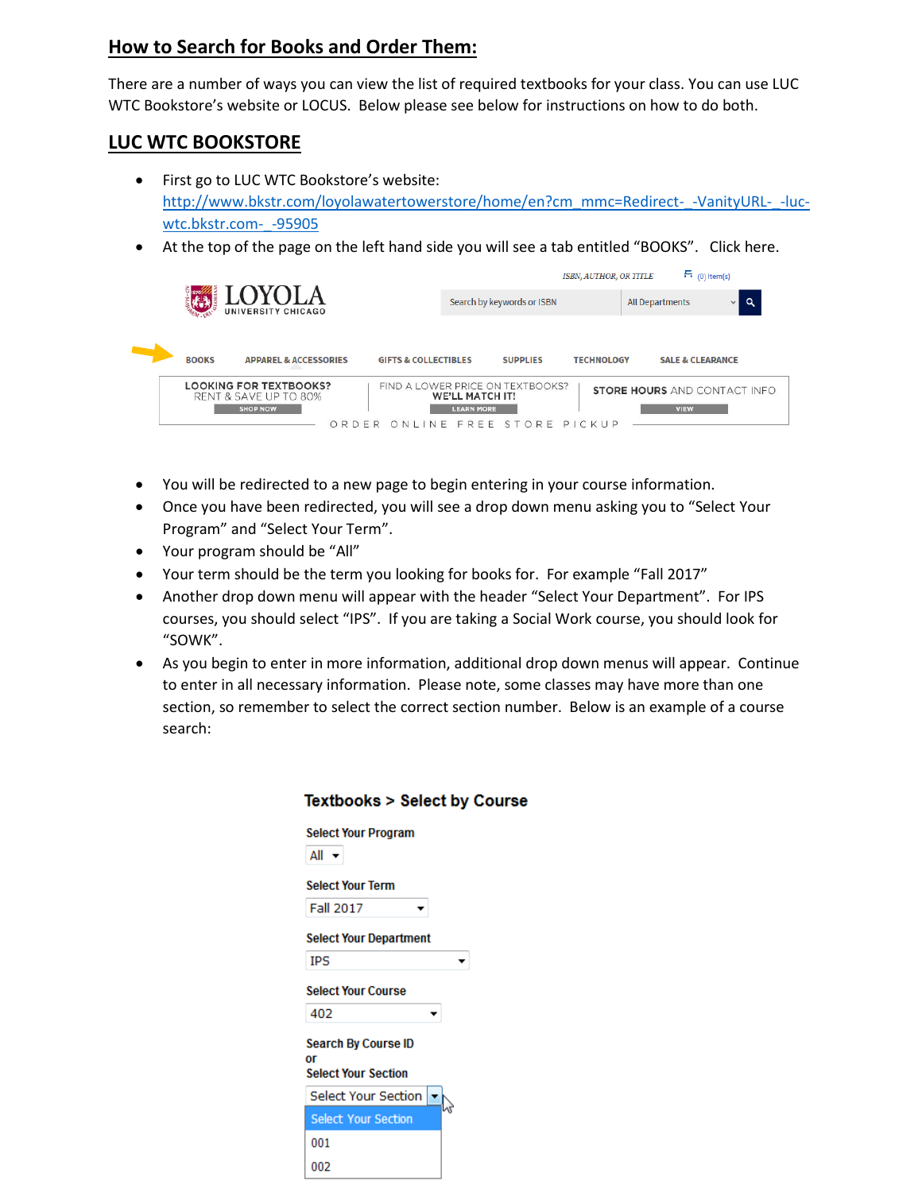## How to Search for Books and Order Them:

There are a number of ways you can view the list of required textbooks for your class. You can use LUC WTC Bookstore's website or LOCUS. Below please see below for instructions on how to do both.

## LUC WTC BOOKSTORE

- First go to LUC WTC Bookstore's website: [http://www.bkstr.com/loyolawatertowerstore/home/en?cm_mmc=Redirect-_-VanityURL-_-luc-wtc.bkstr.com-_-95905](http://www.bkstr.com/loyolawatertowerstore/home/en?cm_mmc=Redirect-_-VanityURL-_-luc-wtc.bkstr.com-_-95905)
- At the top of the page on the left hand side you will see a tab entitled "BOOKS". Click here.

- You will be redirected to a new page to begin entering in your course information.
- Once you have been redirected, you will see a drop down menu asking you to "Select Your Program" and "Select Your Term".
- Your program should be "All"
- Your term should be the term you looking for books for. For example "Fall 2017"
- Another drop down menu will appear with the header "Select Your Department". For IPS courses, you should select "IPS". If you are taking a Social Work course, you should look for "SOWK".
- As you begin to enter in more information, additional drop down menus will appear. Continue to enter in all necessary information. Please note, some classes may have more than one section, so remember to select the correct section number. Below is an example of a course search: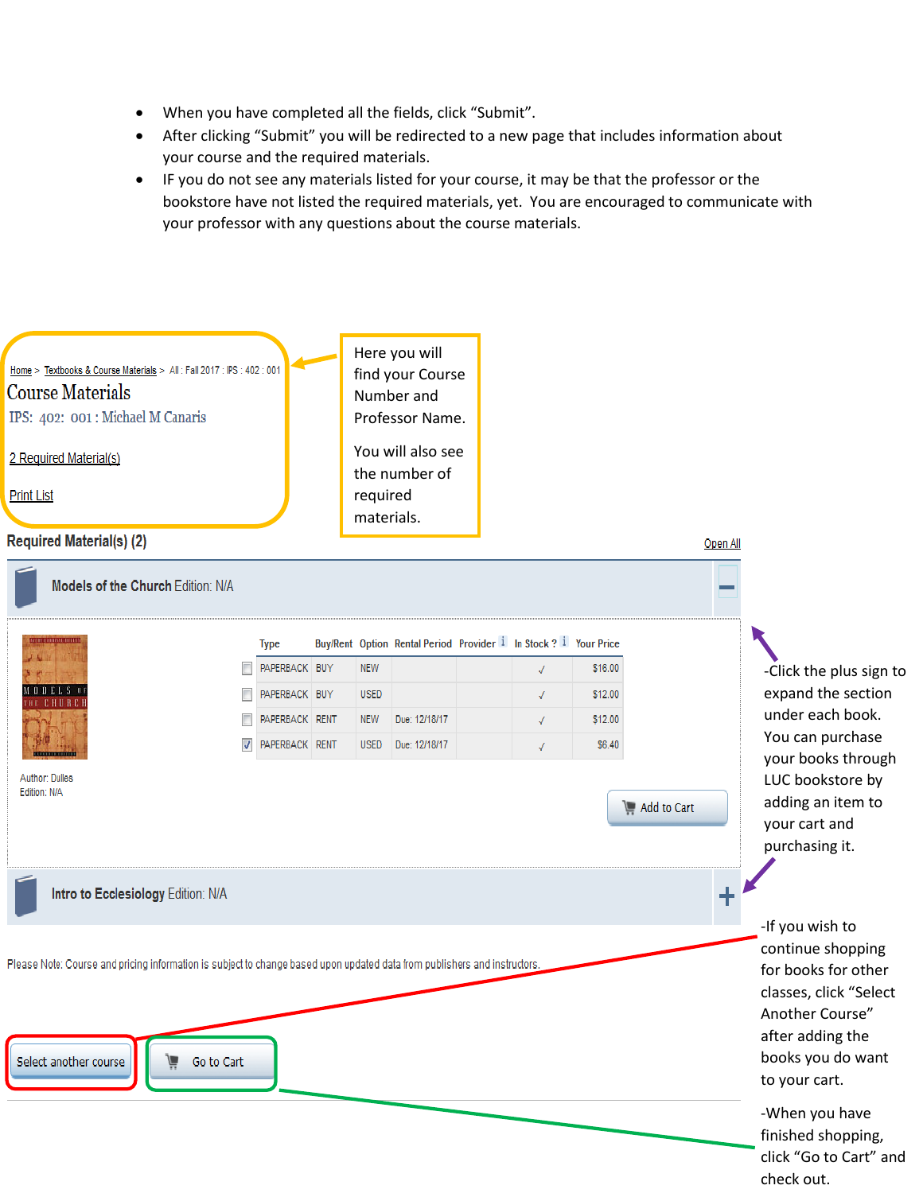- When you have completed all the fields, click "Submit".
- After clicking "Submit" you will be redirected to a new page that includes information about your course and the required materials.
- IF you do not see any materials listed for your course, it may be that the professor or the bookstore have not listed the required materials, yet. You are encouraged to communicate with your professor with any questions about the course materials.

Home > Textbooks & Course Materials > All : Fall 2017 : IPS : 402 : 001

Course Materials

IPS: 402: 001 : Michael M Canaris

2 Required Material(s)

Print List

Here you will find your Course Number and Professor Name.

You will also see the number of required materials.

**Required Material(s) (2)** Open All

**Models of the Church** Edition: N/A

| | Type | Buy/Rent | Option | Rental Period | Provider | In Stock ? | Your Price |
|---|---|---|---|---|---|---|---|
| ☐ | PAPERBACK | BUY | NEW | | | √ | $16.00 |
| ☐ | PAPERBACK | BUY | USED | | | √ | $12.00 |
| ☐ | PAPERBACK | RENT | NEW | Due: 12/18/17 | | √ | $12.00 |
| ☑ | PAPERBACK | RENT | USED | Due: 12/18/17 | | √ | $6.40 |

Author: Dulles
Edition: N/A

Add to Cart

**Intro to Ecclesiology** Edition: N/A

-Click the plus sign to expand the section under each book. You can purchase your books through LUC bookstore by adding an item to your cart and purchasing it.

Please Note: Course and pricing information is subject to change based upon updated data from publishers and instructors.

Select another course | Go to Cart

-If you wish to continue shopping for books for other classes, click "Select Another Course" after adding the books you do want to your cart.

-When you have finished shopping, click "Go to Cart" and check out.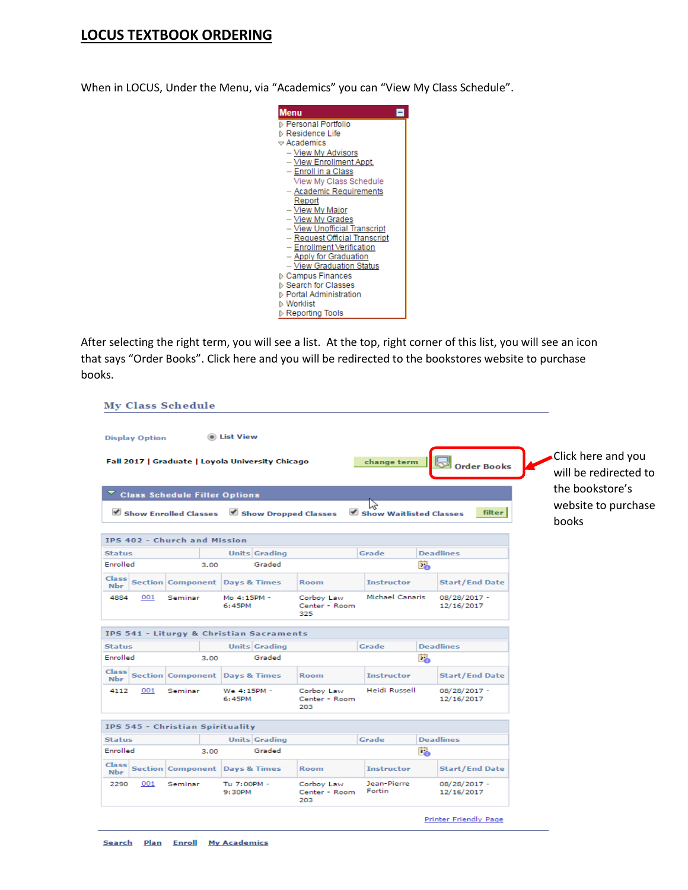## LOCUS TEXTBOOK ORDERING

When in LOCUS, Under the Menu, via "Academics" you can "View My Class Schedule".

Menu
- Personal Portfolio
- Residence Life
- Academics
  - View My Advisors
  - View Enrollment Appt
  - Enroll in a Class
  - View My Class Schedule
  - Academic Requirements Report
  - View My Major
  - View My Grades
  - View Unofficial Transcript
  - Request Official Transcript
  - Enrollment Verification
  - Apply for Graduation
  - View Graduation Status
- Campus Finances
- Search for Classes
- Portal Administration
- Worklist
- Reporting Tools

After selecting the right term, you will see a list. At the top, right corner of this list, you will see an icon that says "Order Books". Click here and you will be redirected to the bookstores website to purchase books.

**My Class Schedule**

Display Option ◉ List View

Fall 2017 | Graduate | Loyola University Chicago — change term — Order Books

Click here and you will be redirected to the bookstore's website to purchase books

Class Schedule Filter Options

☑ Show Enrolled Classes ☑ Show Dropped Classes ☑ Show Waitlisted Classes — filter

**IPS 402 - Church and Mission**

| Status | Units | Grading | Grade | Deadlines |
|---|---|---|---|---|
| Enrolled | 3.00 | Graded | | |

| Class Nbr | Section | Component | Days & Times | Room | Instructor | Start/End Date |
|---|---|---|---|---|---|---|
| 4884 | 001 | Seminar | Mo 4:15PM - 6:45PM | Corboy Law Center - Room 325 | Michael Canaris | 08/28/2017 - 12/16/2017 |

**IPS 541 - Liturgy & Christian Sacraments**

| Status | Units | Grading | Grade | Deadlines |
|---|---|---|---|---|
| Enrolled | 3.00 | Graded | | |

| Class Nbr | Section | Component | Days & Times | Room | Instructor | Start/End Date |
|---|---|---|---|---|---|---|
| 4112 | 001 | Seminar | We 4:15PM - 6:45PM | Corboy Law Center - Room 203 | Heidi Russell | 08/28/2017 - 12/16/2017 |

**IPS 545 - Christian Spirituality**

| Status | Units | Grading | Grade | Deadlines |
|---|---|---|---|---|
| Enrolled | 3.00 | Graded | | |

| Class Nbr | Section | Component | Days & Times | Room | Instructor | Start/End Date |
|---|---|---|---|---|---|---|
| 2290 | 001 | Seminar | Tu 7:00PM - 9:30PM | Corboy Law Center - Room 203 | Jean-Pierre Fortin | 08/28/2017 - 12/16/2017 |

Printer Friendly Page

Search Plan Enroll My Academics